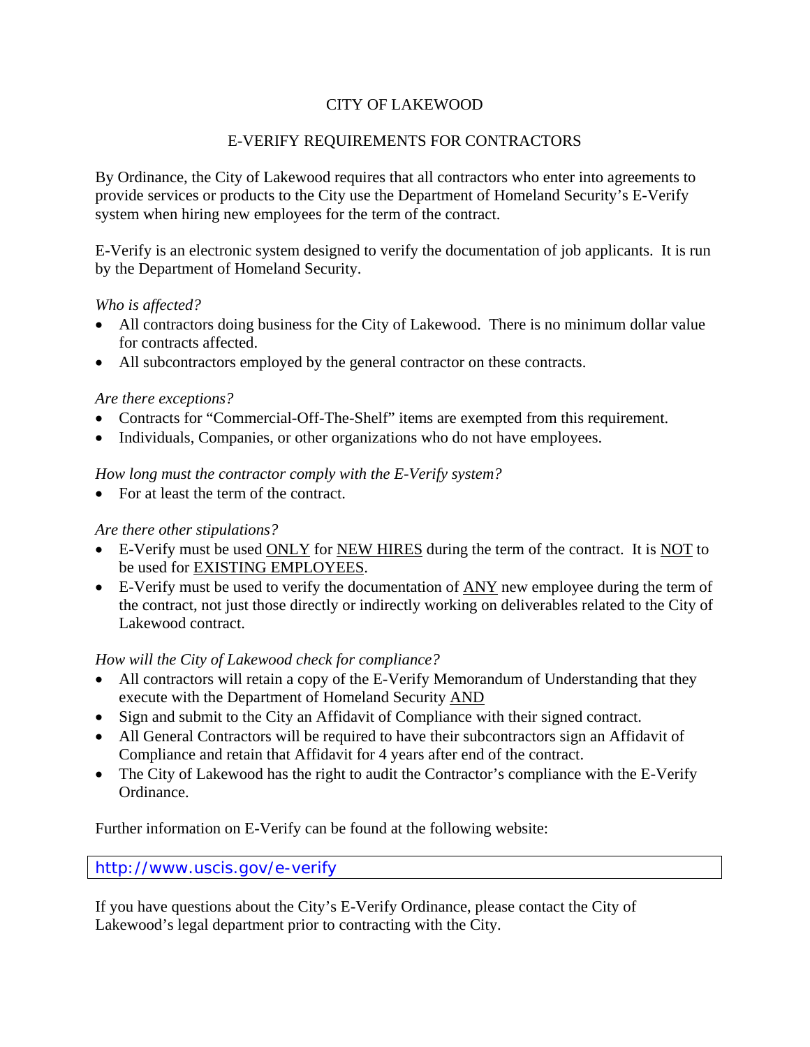# CITY OF LAKEWOOD

## E-VERIFY REQUIREMENTS FOR CONTRACTORS

By Ordinance, the City of Lakewood requires that all contractors who enter into agreements to provide services or products to the City use the Department of Homeland Security's E-Verify system when hiring new employees for the term of the contract.

E-Verify is an electronic system designed to verify the documentation of job applicants. It is run by the Department of Homeland Security.

*Who is affected?*

- All contractors doing business for the City of Lakewood. There is no minimum dollar value for contracts affected.
- All subcontractors employed by the general contractor on these contracts.

*Are there exceptions?*

- Contracts for "Commercial-Off-The-Shelf" items are exempted from this requirement.
- Individuals, Companies, or other organizations who do not have employees.

*How long must the contractor comply with the E-Verify system?*

- For at least the term of the contract.

*Are there other stipulations?*

- E-Verify must be used <u>ONLY</u> for <u>NEW HIRES</u> during the term of the contract. It is <u>NOT</u> to be used for <u>EXISTING EMPLOYEES</u>.
- E-Verify must be used to verify the documentation of <u>ANY</u> new employee during the term of the contract, not just those directly or indirectly working on deliverables related to the City of Lakewood contract.

*How will the City of Lakewood check for compliance?*

- All contractors will retain a copy of the E-Verify Memorandum of Understanding that they execute with the Department of Homeland Security <u>AND</u>
- Sign and submit to the City an Affidavit of Compliance with their signed contract.
- All General Contractors will be required to have their subcontractors sign an Affidavit of Compliance and retain that Affidavit for 4 years after end of the contract.
- The City of Lakewood has the right to audit the Contractor's compliance with the E-Verify Ordinance.

Further information on E-Verify can be found at the following website:

http://www.uscis.gov/e-verify

If you have questions about the City's E-Verify Ordinance, please contact the City of Lakewood's legal department prior to contracting with the City.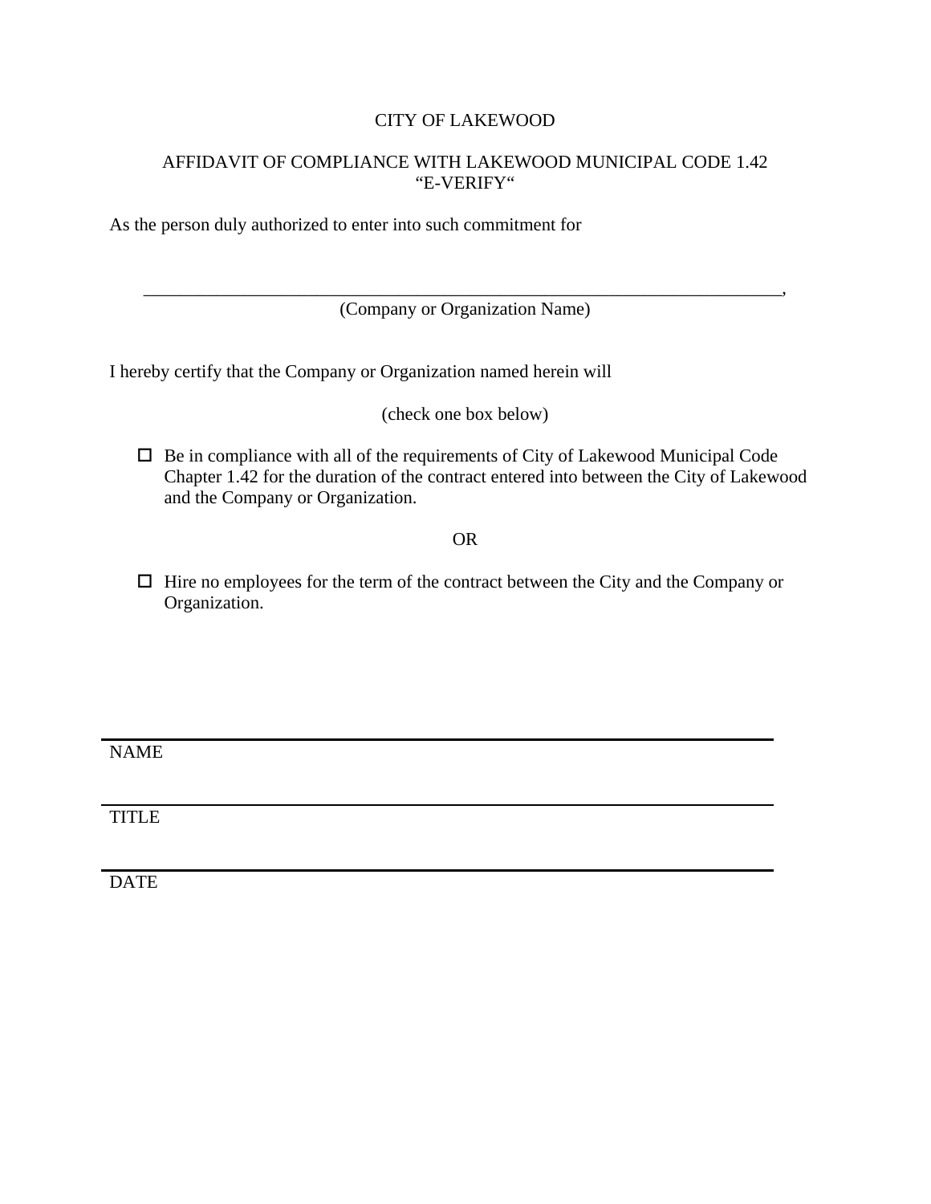CITY OF LAKEWOOD

AFFIDAVIT OF COMPLIANCE WITH LAKEWOOD MUNICIPAL CODE 1.42
"E-VERIFY"

As the person duly authorized to enter into such commitment for

_________________________________________________________________________,
(Company or Organization Name)

I hereby certify that the Company or Organization named herein will

(check one box below)

- ☐ Be in compliance with all of the requirements of City of Lakewood Municipal Code Chapter 1.42 for the duration of the contract entered into between the City of Lakewood and the Company or Organization.

OR

- ☐ Hire no employees for the term of the contract between the City and the Company or Organization.

_________________________________________________________________________
NAME

_________________________________________________________________________
TITLE

_________________________________________________________________________
DATE